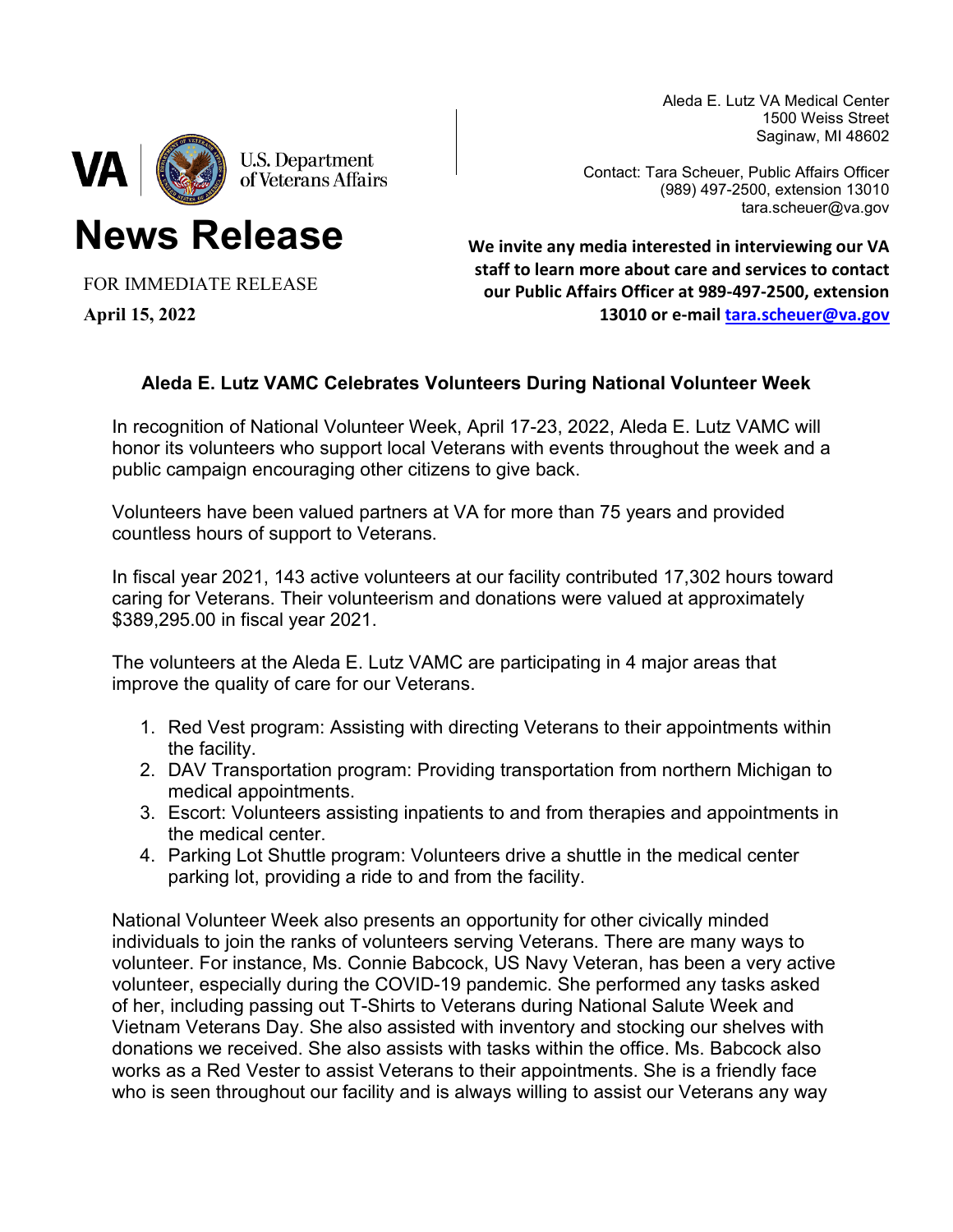VA | U.S. Department of Veterans Affairs

Aleda E. Lutz VA Medical Center
1500 Weiss Street
Saginaw, MI 48602

Contact: Tara Scheuer, Public Affairs Officer
(989) 497-2500, extension 13010
tara.scheuer@va.gov

# News Release

FOR IMMEDIATE RELEASE

**April 15, 2022**

**We invite any media interested in interviewing our VA staff to learn more about care and services to contact our Public Affairs Officer at 989-497-2500, extension 13010 or e-mail tara.scheuer@va.gov**

## Aleda E. Lutz VAMC Celebrates Volunteers During National Volunteer Week

In recognition of National Volunteer Week, April 17-23, 2022, Aleda E. Lutz VAMC will honor its volunteers who support local Veterans with events throughout the week and a public campaign encouraging other citizens to give back.

Volunteers have been valued partners at VA for more than 75 years and provided countless hours of support to Veterans.

In fiscal year 2021, 143 active volunteers at our facility contributed 17,302 hours toward caring for Veterans. Their volunteerism and donations were valued at approximately $389,295.00 in fiscal year 2021.

The volunteers at the Aleda E. Lutz VAMC are participating in 4 major areas that improve the quality of care for our Veterans.

1. Red Vest program: Assisting with directing Veterans to their appointments within the facility.
2. DAV Transportation program: Providing transportation from northern Michigan to medical appointments.
3. Escort: Volunteers assisting inpatients to and from therapies and appointments in the medical center.
4. Parking Lot Shuttle program: Volunteers drive a shuttle in the medical center parking lot, providing a ride to and from the facility.

National Volunteer Week also presents an opportunity for other civically minded individuals to join the ranks of volunteers serving Veterans. There are many ways to volunteer. For instance, Ms. Connie Babcock, US Navy Veteran, has been a very active volunteer, especially during the COVID-19 pandemic. She performed any tasks asked of her, including passing out T-Shirts to Veterans during National Salute Week and Vietnam Veterans Day. She also assisted with inventory and stocking our shelves with donations we received. She also assists with tasks within the office. Ms. Babcock also works as a Red Vester to assist Veterans to their appointments. She is a friendly face who is seen throughout our facility and is always willing to assist our Veterans any way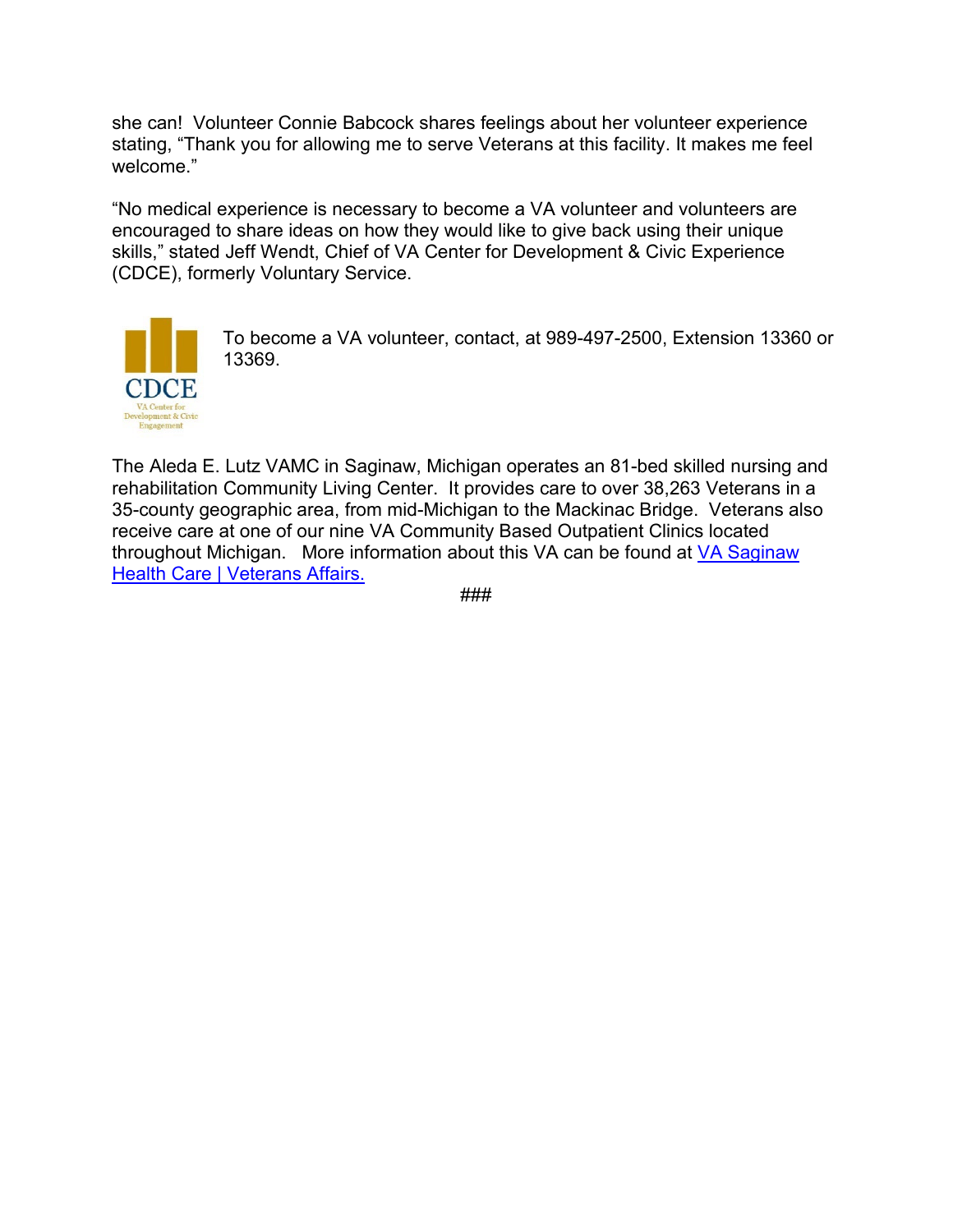she can! Volunteer Connie Babcock shares feelings about her volunteer experience stating, "Thank you for allowing me to serve Veterans at this facility. It makes me feel welcome."

"No medical experience is necessary to become a VA volunteer and volunteers are encouraged to share ideas on how they would like to give back using their unique skills," stated Jeff Wendt, Chief of VA Center for Development & Civic Experience (CDCE), formerly Voluntary Service.

CDCE
VA Center for Development & Civic Engagement

To become a VA volunteer, contact, at 989-497-2500, Extension 13360 or 13369.

The Aleda E. Lutz VAMC in Saginaw, Michigan operates an 81-bed skilled nursing and rehabilitation Community Living Center. It provides care to over 38,263 Veterans in a 35-county geographic area, from mid-Michigan to the Mackinac Bridge. Veterans also receive care at one of our nine VA Community Based Outpatient Clinics located throughout Michigan. More information about this VA can be found at [VA Saginaw Health Care | Veterans Affairs.](VA Saginaw Health Care | Veterans Affairs.)

###